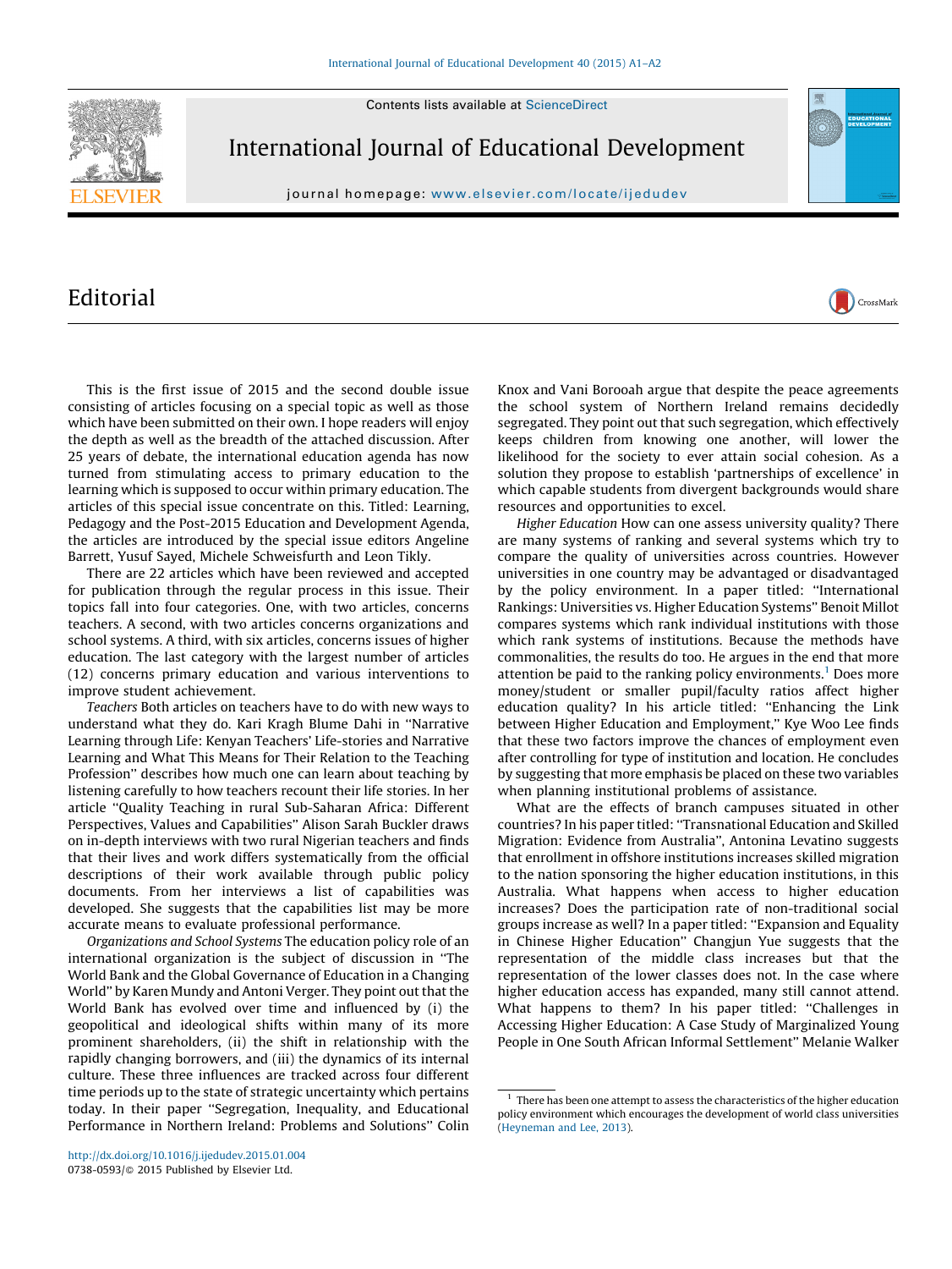# Editorial

This is the first issue of 2015 and the second double issue consisting of articles focusing on a special topic as well as those which have been submitted on their own. I hope readers will enjoy the depth as well as the breadth of the attached discussion. After 25 years of debate, the international education agenda has now turned from stimulating access to primary education to the learning which is supposed to occur within primary education. The articles of this special issue concentrate on this. Titled: Learning, Pedagogy and the Post-2015 Education and Development Agenda, the articles are introduced by the special issue editors Angeline Barrett, Yusuf Sayed, Michele Schweisfurth and Leon Tikly.

There are 22 articles which have been reviewed and accepted for publication through the regular process in this issue. Their topics fall into four categories. One, with two articles, concerns teachers. A second, with two articles concerns organizations and school systems. A third, with six articles, concerns issues of higher education. The last category with the largest number of articles (12) concerns primary education and various interventions to improve student achievement.

*Teachers* Both articles on teachers have to do with new ways to understand what they do. Kari Kragh Blume Dahi in "Narrative Learning through Life: Kenyan Teachers' Life-stories and Narrative Learning and What This Means for Their Relation to the Teaching Profession" describes how much one can learn about teaching by listening carefully to how teachers recount their life stories. In her article "Quality Teaching in rural Sub-Saharan Africa: Different Perspectives, Values and Capabilities" Alison Sarah Buckler draws on in-depth interviews with two rural Nigerian teachers and finds that their lives and work differs systematically from the official descriptions of their work available through public policy documents. From her interviews a list of capabilities was developed. She suggests that the capabilities list may be more accurate means to evaluate professional performance.

*Organizations and School Systems* The education policy role of an international organization is the subject of discussion in "The World Bank and the Global Governance of Education in a Changing World" by Karen Mundy and Antoni Verger. They point out that the World Bank has evolved over time and influenced by (i) the geopolitical and ideological shifts within many of its more prominent shareholders, (ii) the shift in relationship with the rapidly changing borrowers, and (iii) the dynamics of its internal culture. These three influences are tracked across four different time periods up to the state of strategic uncertainty which pertains today. In their paper "Segregation, Inequality, and Educational Performance in Northern Ireland: Problems and Solutions" Colin Knox and Vani Borooah argue that despite the peace agreements the school system of Northern Ireland remains decidedly segregated. They point out that such segregation, which effectively keeps children from knowing one another, will lower the likelihood for the society to ever attain social cohesion. As a solution they propose to establish 'partnerships of excellence' in which capable students from divergent backgrounds would share resources and opportunities to excel.

*Higher Education* How can one assess university quality? There are many systems of ranking and several systems which try to compare the quality of universities across countries. However universities in one country may be advantaged or disadvantaged by the policy environment. In a paper titled: "International Rankings: Universities vs. Higher Education Systems" Benoit Millot compares systems which rank individual institutions with those which rank systems of institutions. Because the methods have commonalities, the results do too. He argues in the end that more attention be paid to the ranking policy environments.[1] Does more money/student or smaller pupil/faculty ratios affect higher education quality? In his article titled: "Enhancing the Link between Higher Education and Employment," Kye Woo Lee finds that these two factors improve the chances of employment even after controlling for type of institution and location. He concludes by suggesting that more emphasis be placed on these two variables when planning institutional problems of assistance.

What are the effects of branch campuses situated in other countries? In his paper titled: "Transnational Education and Skilled Migration: Evidence from Australia", Antonina Levatino suggests that enrollment in offshore institutions increases skilled migration to the nation sponsoring the higher education institutions, in this Australia. What happens when access to higher education increases? Does the participation rate of non-traditional social groups increase as well? In a paper titled: "Expansion and Equality in Chinese Higher Education" Changjun Yue suggests that the representation of the middle class increases but that the representation of the lower classes does not. In the case where higher education access has expanded, many still cannot attend. What happens to them? In his paper titled: "Challenges in Accessing Higher Education: A Case Study of Marginalized Young People in One South African Informal Settlement" Melanie Walker

[1] There has been one attempt to assess the characteristics of the higher education policy environment which encourages the development of world class universities (Heyneman and Lee, 2013).

http://dx.doi.org/10.1016/j.ijedudev.2015.01.004
0738-0593/© 2015 Published by Elsevier Ltd.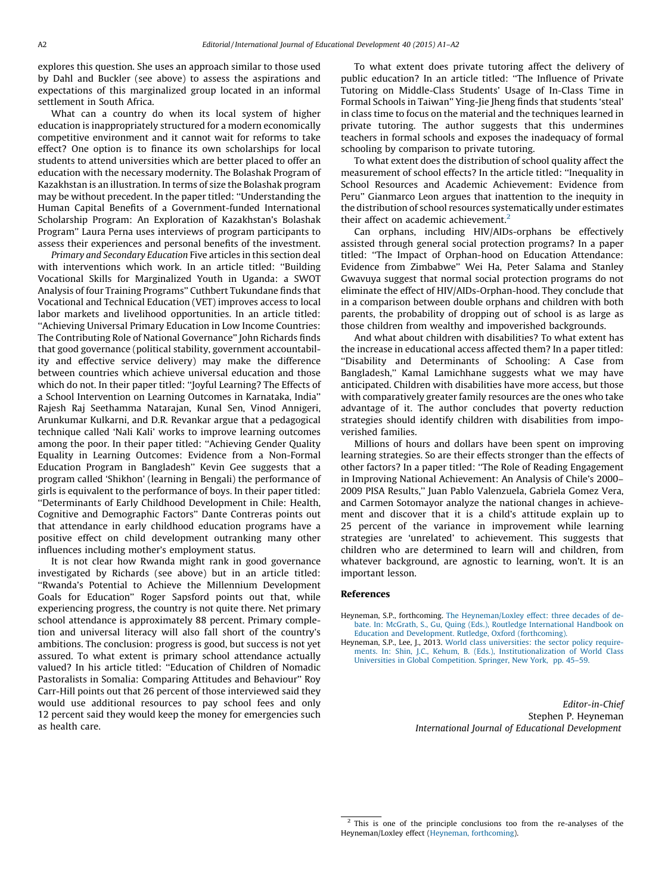explores this question. She uses an approach similar to those used by Dahl and Buckler (see above) to assess the aspirations and expectations of this marginalized group located in an informal settlement in South Africa.

What can a country do when its local system of higher education is inappropriately structured for a modern economically competitive environment and it cannot wait for reforms to take effect? One option is to finance its own scholarships for local students to attend universities which are better placed to offer an education with the necessary modernity. The Bolashak Program of Kazakhstan is an illustration. In terms of size the Bolashak program may be without precedent. In the paper titled: ''Understanding the Human Capital Benefits of a Government-funded International Scholarship Program: An Exploration of Kazakhstan's Bolashak Program'' Laura Perna uses interviews of program participants to assess their experiences and personal benefits of the investment.

*Primary and Secondary Education* Five articles in this section deal with interventions which work. In an article titled: ''Building Vocational Skills for Marginalized Youth in Uganda: a SWOT Analysis of four Training Programs'' Cuthbert Tukundane finds that Vocational and Technical Education (VET) improves access to local labor markets and livelihood opportunities. In an article titled: ''Achieving Universal Primary Education in Low Income Countries: The Contributing Role of National Governance'' John Richards finds that good governance (political stability, government accountability and effective service delivery) may make the difference between countries which achieve universal education and those which do not. In their paper titled: ''Joyful Learning? The Effects of a School Intervention on Learning Outcomes in Karnataka, India'' Rajesh Raj Seethamma Natarajan, Kunal Sen, Vinod Annigeri, Arunkumar Kulkarni, and D.R. Revankar argue that a pedagogical technique called 'Nali Kali' works to improve learning outcomes among the poor. In their paper titled: ''Achieving Gender Quality Equality in Learning Outcomes: Evidence from a Non-Formal Education Program in Bangladesh'' Kevin Gee suggests that a program called 'Shikhon' (learning in Bengali) the performance of girls is equivalent to the performance of boys. In their paper titled: ''Determinants of Early Childhood Development in Chile: Health, Cognitive and Demographic Factors'' Dante Contreras points out that attendance in early childhood education programs have a positive effect on child development outranking many other influences including mother's employment status.

It is not clear how Rwanda might rank in good governance investigated by Richards (see above) but in an article titled: ''Rwanda's Potential to Achieve the Millennium Development Goals for Education'' Roger Sapsford points out that, while experiencing progress, the country is not quite there. Net primary school attendance is approximately 88 percent. Primary completion and universal literacy will also fall short of the country's ambitions. The conclusion: progress is good, but success is not yet assured. To what extent is primary school attendance actually valued? In his article titled: ''Education of Children of Nomadic Pastoralists in Somalia: Comparing Attitudes and Behaviour'' Roy Carr-Hill points out that 26 percent of those interviewed said they would use additional resources to pay school fees and only 12 percent said they would keep the money for emergencies such as health care.

To what extent does private tutoring affect the delivery of public education? In an article titled: ''The Influence of Private Tutoring on Middle-Class Students' Usage of In-Class Time in Formal Schools in Taiwan'' Ying-Jie Jheng finds that students 'steal' in class time to focus on the material and the techniques learned in private tutoring. The author suggests that this undermines teachers in formal schools and exposes the inadequacy of formal schooling by comparison to private tutoring.

To what extent does the distribution of school quality affect the measurement of school effects? In the article titled: ''Inequality in School Resources and Academic Achievement: Evidence from Peru'' Gianmarco Leon argues that inattention to the inequity in the distribution of school resources systematically under estimates their affect on academic achievement.[2]

Can orphans, including HIV/AIDs-orphans be effectively assisted through general social protection programs? In a paper titled: ''The Impact of Orphan-hood on Education Attendance: Evidence from Zimbabwe'' Wei Ha, Peter Salama and Stanley Gwavuya suggest that normal social protection programs do not eliminate the effect of HIV/AIDs-Orphan-hood. They conclude that in a comparison between double orphans and children with both parents, the probability of dropping out of school is as large as those children from wealthy and impoverished backgrounds.

And what about children with disabilities? To what extent has the increase in educational access affected them? In a paper titled: ''Disability and Determinants of Schooling: A Case from Bangladesh,'' Kamal Lamichhane suggests what we may have anticipated. Children with disabilities have more access, but those with comparatively greater family resources are the ones who take advantage of it. The author concludes that poverty reduction strategies should identify children with disabilities from impoverished families.

Millions of hours and dollars have been spent on improving learning strategies. So are their effects stronger than the effects of other factors? In a paper titled: ''The Role of Reading Engagement in Improving National Achievement: An Analysis of Chile's 2000–2009 PISA Results,'' Juan Pablo Valenzuela, Gabriela Gomez Vera, and Carmen Sotomayor analyze the national changes in achievement and discover that it is a child's attitude explain up to 25 percent of the variance in improvement while learning strategies are 'unrelated' to achievement. This suggests that children who are determined to learn will and children, from whatever background, are agnostic to learning, won't. It is an important lesson.

## References

Heyneman, S.P., forthcoming. The Heyneman/Loxley effect: three decades of debate. In: McGrath, S., Gu, Quing (Eds.), Routledge International Handbook on Education and Development. Rutledge, Oxford (forthcoming).

Heyneman, S.P., Lee, J., 2013. World class universities: the sector policy requirements. In: Shin, J.C., Kehum, B. (Eds.), Institutionalization of World Class Universities in Global Competition. Springer, New York, pp. 45–59.

*Editor-in-Chief*
Stephen P. Heyneman
*International Journal of Educational Development*

[2] This is one of the principle conclusions too from the re-analyses of the Heyneman/Loxley effect (Heyneman, forthcoming).